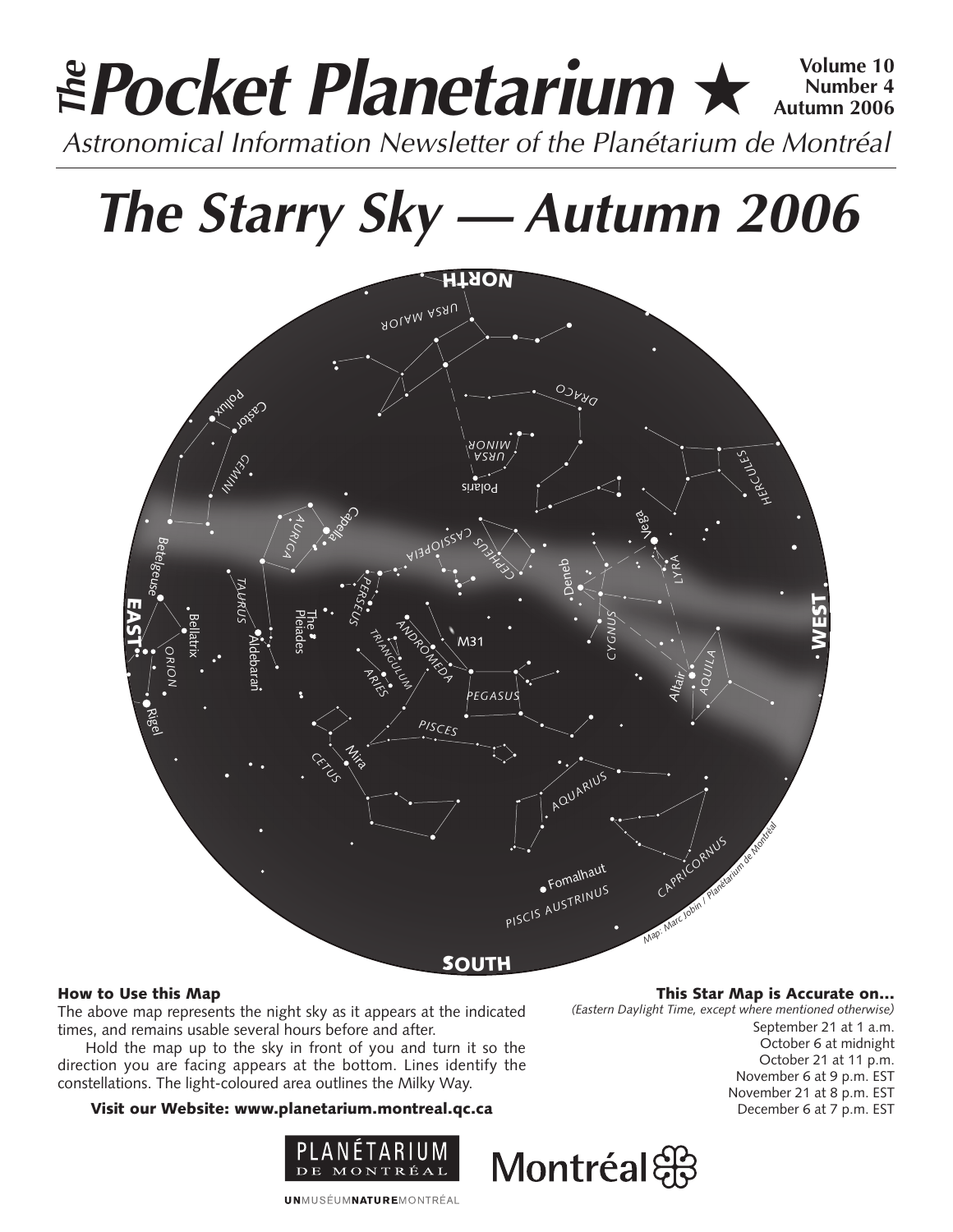# *The* Pocket Planetarium ★

**Volume 10 Number 4 Autumn 2006**

*Astronomical Information Newsletter of the Planétarium de Montréal*

# *The Starry Sky — Autumn 2006*

*Map: Marc Jobin / Planétarium de Montréal*

### How to Use this Map

The above map represents the night sky as it appears at the indicated times, and remains usable several hours before and after.

Hold the map up to the sky in front of you and turn it so the direction you are facing appears at the bottom. Lines identify the constellations. The light-coloured area outlines the Milky Way.

**Visit our Website: www.planetarium.montreal.qc.ca**

### This Star Map is Accurate on…

*(Eastern Daylight Time, except where mentioned otherwise)*

September 21 at 1 a.m.
October 6 at midnight
October 21 at 11 p.m.
November 6 at 9 p.m. EST
November 21 at 8 p.m. EST
December 6 at 7 p.m. EST

PLANÉTARIUM DE MONTRÉAL — Montréal

UNMUSÉUMNATUREMONTRÉAL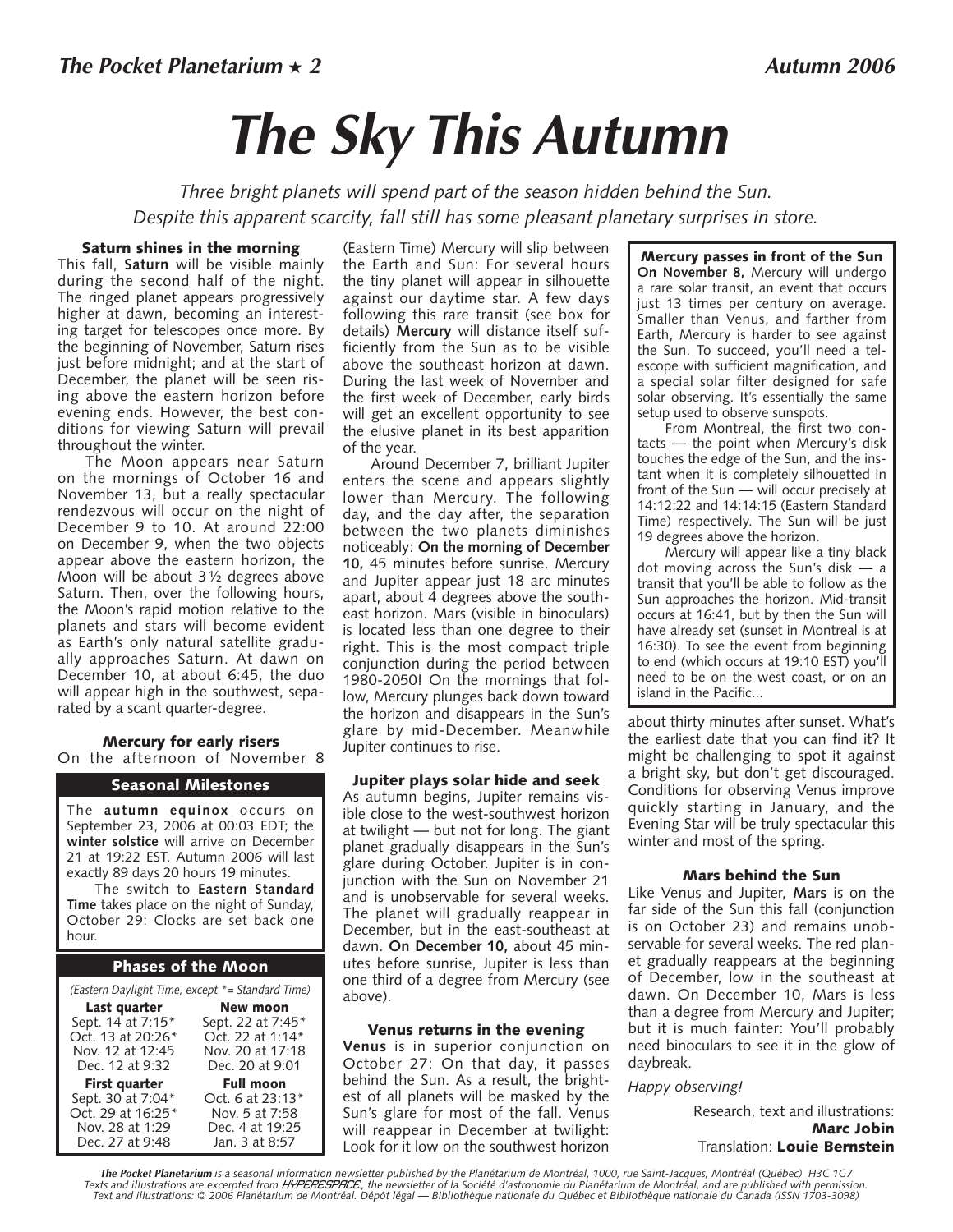# The Sky This Autumn

*Three bright planets will spend part of the season hidden behind the Sun. Despite this apparent scarcity, fall still has some pleasant planetary surprises in store.*

### Saturn shines in the morning

This fall, **Saturn** will be visible mainly during the second half of the night. The ringed planet appears progressively higher at dawn, becoming an interesting target for telescopes once more. By the beginning of November, Saturn rises just before midnight; and at the start of December, the planet will be seen rising above the eastern horizon before evening ends. However, the best conditions for viewing Saturn will prevail throughout the winter.

The Moon appears near Saturn on the mornings of October 16 and November 13, but a really spectacular rendezvous will occur on the night of December 9 to 10. At around 22:00 on December 9, when the two objects appear above the eastern horizon, the Moon will be about 3½ degrees above Saturn. Then, over the following hours, the Moon's rapid motion relative to the planets and stars will become evident as Earth's only natural satellite gradually approaches Saturn. At dawn on December 10, at about 6:45, the duo will appear high in the southwest, separated by a scant quarter-degree.

### Mercury for early risers

On the afternoon of November 8 (Eastern Time) Mercury will slip between the Earth and Sun: For several hours the tiny planet will appear in silhouette against our daytime star. A few days following this rare transit (see box for details) **Mercury** will distance itself sufficiently from the Sun as to be visible above the southeast horizon at dawn. During the last week of November and the first week of December, early birds will get an excellent opportunity to see the elusive planet in its best apparition of the year.

Around December 7, brilliant Jupiter enters the scene and appears slightly lower than Mercury. The following day, and the day after, the separation between the two planets diminishes noticeably: **On the morning of December 10,** 45 minutes before sunrise, Mercury and Jupiter appear just 18 arc minutes apart, about 4 degrees above the southeast horizon. Mars (visible in binoculars) is located less than one degree to their right. This is the most compact triple conjunction during the period between 1980-2050! On the mornings that follow, Mercury plunges back down toward the horizon and disappears in the Sun's glare by mid-December. Meanwhile Jupiter continues to rise.

### Seasonal Milestones

The **autumn equinox** occurs on September 23, 2006 at 00:03 EDT; the **winter solstice** will arrive on December 21 at 19:22 EST. Autumn 2006 will last exactly 89 days 20 hours 19 minutes.

The switch to **Eastern Standard Time** takes place on the night of Sunday, October 29: Clocks are set back one hour.

### Phases of the Moon

*(Eastern Daylight Time, except \*= Standard Time)*

| Last quarter | New moon |
|---|---|
| Sept. 14 at 7:15* | Sept. 22 at 7:45* |
| Oct. 13 at 20:26* | Oct. 22 at 1:14* |
| Nov. 12 at 12:45 | Nov. 20 at 17:18 |
| Dec. 12 at 9:32 | Dec. 20 at 9:01 |
| **First quarter** | **Full moon** |
| Sept. 30 at 7:04* | Oct. 6 at 23:13* |
| Oct. 29 at 16:25* | Nov. 5 at 7:58 |
| Nov. 28 at 1:29 | Dec. 4 at 19:25 |
| Dec. 27 at 9:48 | Jan. 3 at 8:57 |

### Jupiter plays solar hide and seek

As autumn begins, Jupiter remains visible close to the west-southwest horizon at twilight — but not for long. The giant planet gradually disappears in the Sun's glare during October. Jupiter is in conjunction with the Sun on November 21 and is unobservable for several weeks. The planet will gradually reappear in December, but in the east-southeast at dawn. **On December 10,** about 45 minutes before sunrise, Jupiter is less than one third of a degree from Mercury (see above).

### Venus returns in the evening

**Venus** is in superior conjunction on October 27: On that day, it passes behind the Sun. As a result, the brightest of all planets will be masked by the Sun's glare for most of the fall. Venus will reappear in December at twilight: Look for it low on the southwest horizon about thirty minutes after sunset. What's the earliest date that you can find it? It might be challenging to spot it against a bright sky, but don't get discouraged. Conditions for observing Venus improve quickly starting in January, and the Evening Star will be truly spectacular this winter and most of the spring.

### Mercury passes in front of the Sun

**On November 8,** Mercury will undergo a rare solar transit, an event that occurs just 13 times per century on average. Smaller than Venus, and farther from Earth, Mercury is harder to see against the Sun. To succeed, you'll need a telescope with sufficient magnification, and a special solar filter designed for safe solar observing. It's essentially the same setup used to observe sunspots.

From Montreal, the first two contacts — the point when Mercury's disk touches the edge of the Sun, and the instant when it is completely silhouetted in front of the Sun — will occur precisely at 14:12:22 and 14:14:15 (Eastern Standard Time) respectively. The Sun will be just 19 degrees above the horizon.

Mercury will appear like a tiny black dot moving across the Sun's disk — a transit that you'll be able to follow as the Sun approaches the horizon. Mid-transit occurs at 16:41, but by then the Sun will have already set (sunset in Montreal is at 16:30). To see the event from beginning to end (which occurs at 19:10 EST) you'll need to be on the west coast, or on an island in the Pacific...

### Mars behind the Sun

Like Venus and Jupiter, **Mars** is on the far side of the Sun this fall (conjunction is on October 23) and remains unobservable for several weeks. The red planet gradually reappears at the beginning of December, low in the southeast at dawn. On December 10, Mars is less than a degree from Mercury and Jupiter; but it is much fainter: You'll probably need binoculars to see it in the glow of daybreak.

*Happy observing!*

Research, text and illustrations: **Marc Jobin**
Translation: **Louie Bernstein**

***The Pocket Planetarium*** *is a seasonal information newsletter published by the Planétarium de Montréal, 1000, rue Saint-Jacques, Montréal (Québec) H3C 1G7*
*Texts and illustrations are excerpted from HYPERESPACE, the newsletter of la Société d'astronomie du Planétarium de Montréal, and are published with permission.*
*Text and illustrations: © 2006 Planétarium de Montréal. Dépôt légal — Bibliothèque nationale du Québec et Bibliothèque nationale du Canada (ISSN 1703-3098)*